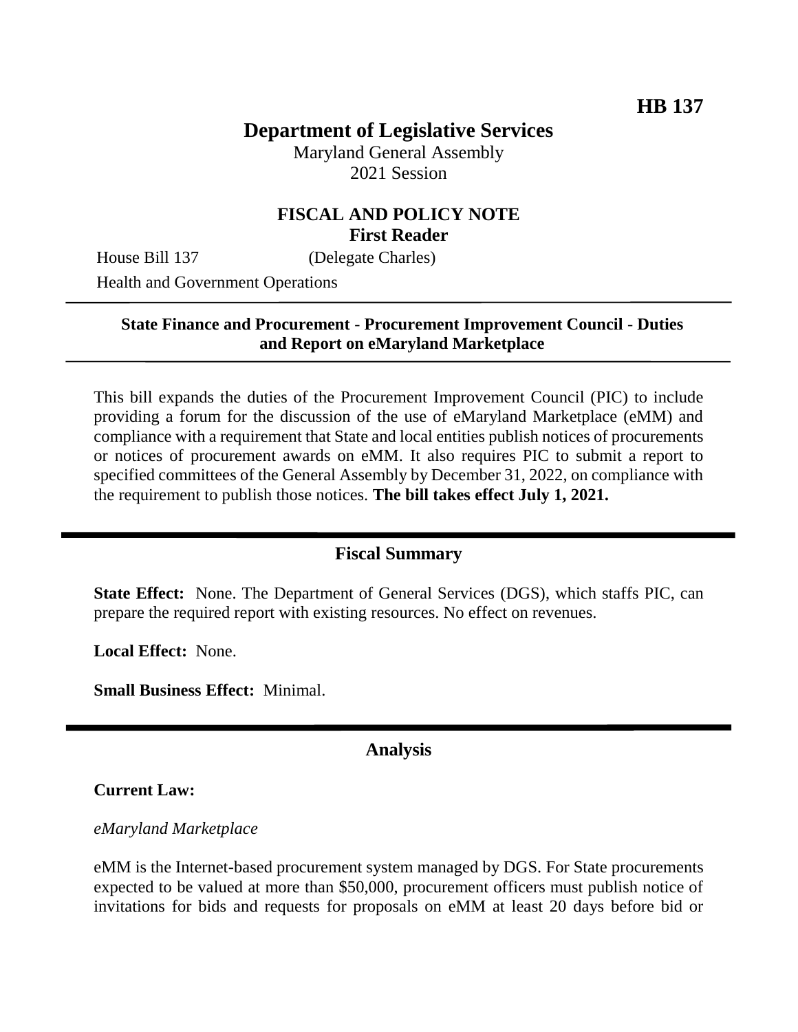**HB 137**

# Department of Legislative Services

Maryland General Assembly
2021 Session

## FISCAL AND POLICY NOTE
**First Reader**

House Bill 137 (Delegate Charles)
Health and Government Operations

---

**State Finance and Procurement - Procurement Improvement Council - Duties and Report on eMaryland Marketplace**

---

This bill expands the duties of the Procurement Improvement Council (PIC) to include providing a forum for the discussion of the use of eMaryland Marketplace (eMM) and compliance with a requirement that State and local entities publish notices of procurements or notices of procurement awards on eMM. It also requires PIC to submit a report to specified committees of the General Assembly by December 31, 2022, on compliance with the requirement to publish those notices. **The bill takes effect July 1, 2021.**

---

## Fiscal Summary

**State Effect:** None. The Department of General Services (DGS), which staffs PIC, can prepare the required report with existing resources. No effect on revenues.

**Local Effect:** None.

**Small Business Effect:** Minimal.

---

## Analysis

**Current Law:**

*eMaryland Marketplace*

eMM is the Internet-based procurement system managed by DGS. For State procurements expected to be valued at more than $50,000, procurement officers must publish notice of invitations for bids and requests for proposals on eMM at least 20 days before bid or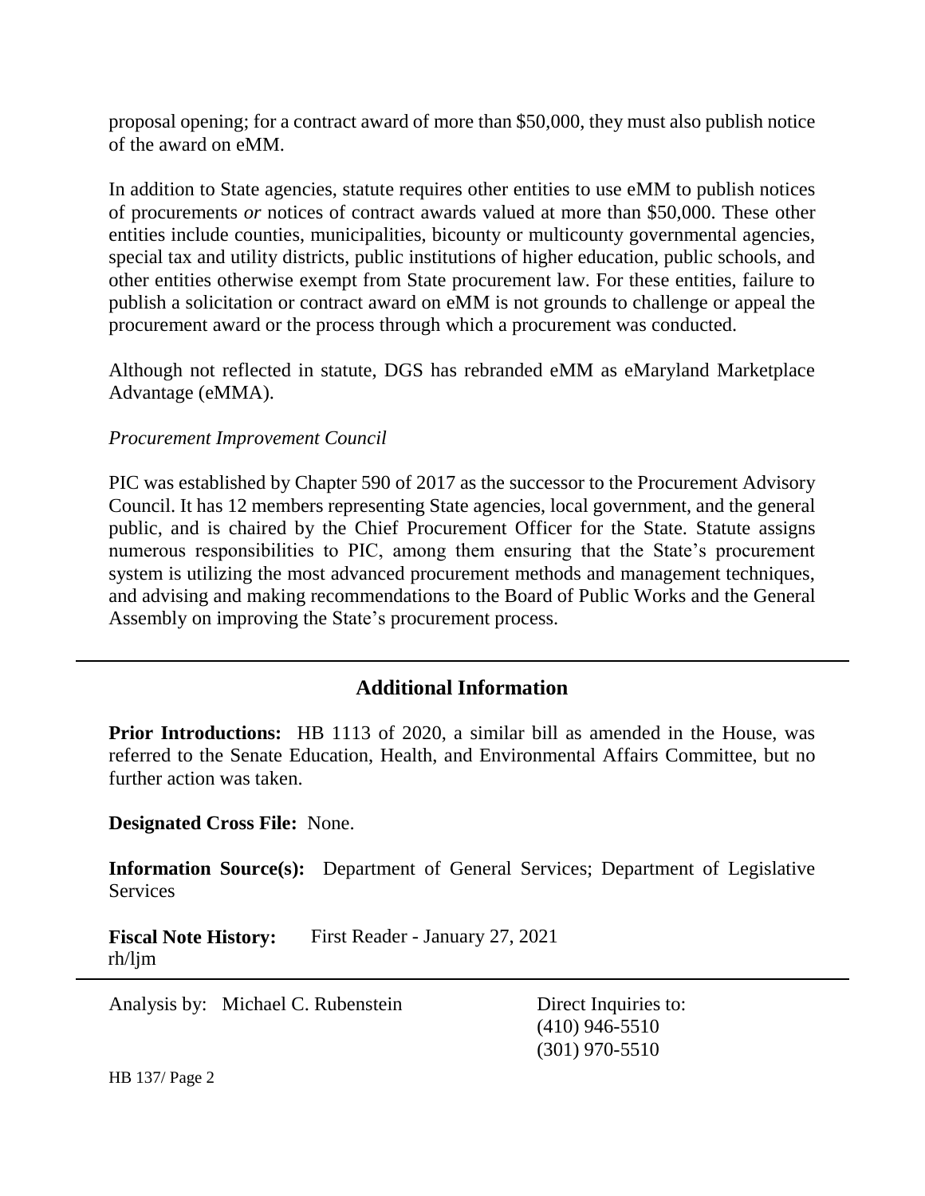proposal opening; for a contract award of more than $50,000, they must also publish notice of the award on eMM.

In addition to State agencies, statute requires other entities to use eMM to publish notices of procurements *or* notices of contract awards valued at more than $50,000. These other entities include counties, municipalities, bicounty or multicounty governmental agencies, special tax and utility districts, public institutions of higher education, public schools, and other entities otherwise exempt from State procurement law. For these entities, failure to publish a solicitation or contract award on eMM is not grounds to challenge or appeal the procurement award or the process through which a procurement was conducted.

Although not reflected in statute, DGS has rebranded eMM as eMaryland Marketplace Advantage (eMMA).

*Procurement Improvement Council*

PIC was established by Chapter 590 of 2017 as the successor to the Procurement Advisory Council. It has 12 members representing State agencies, local government, and the general public, and is chaired by the Chief Procurement Officer for the State. Statute assigns numerous responsibilities to PIC, among them ensuring that the State's procurement system is utilizing the most advanced procurement methods and management techniques, and advising and making recommendations to the Board of Public Works and the General Assembly on improving the State's procurement process.

## Additional Information

**Prior Introductions:** HB 1113 of 2020, a similar bill as amended in the House, was referred to the Senate Education, Health, and Environmental Affairs Committee, but no further action was taken.

**Designated Cross File:** None.

**Information Source(s):** Department of General Services; Department of Legislative Services

**Fiscal Note History:** First Reader - January 27, 2021
rh/ljm

Analysis by: Michael C. Rubenstein

Direct Inquiries to:
(410) 946-5510
(301) 970-5510